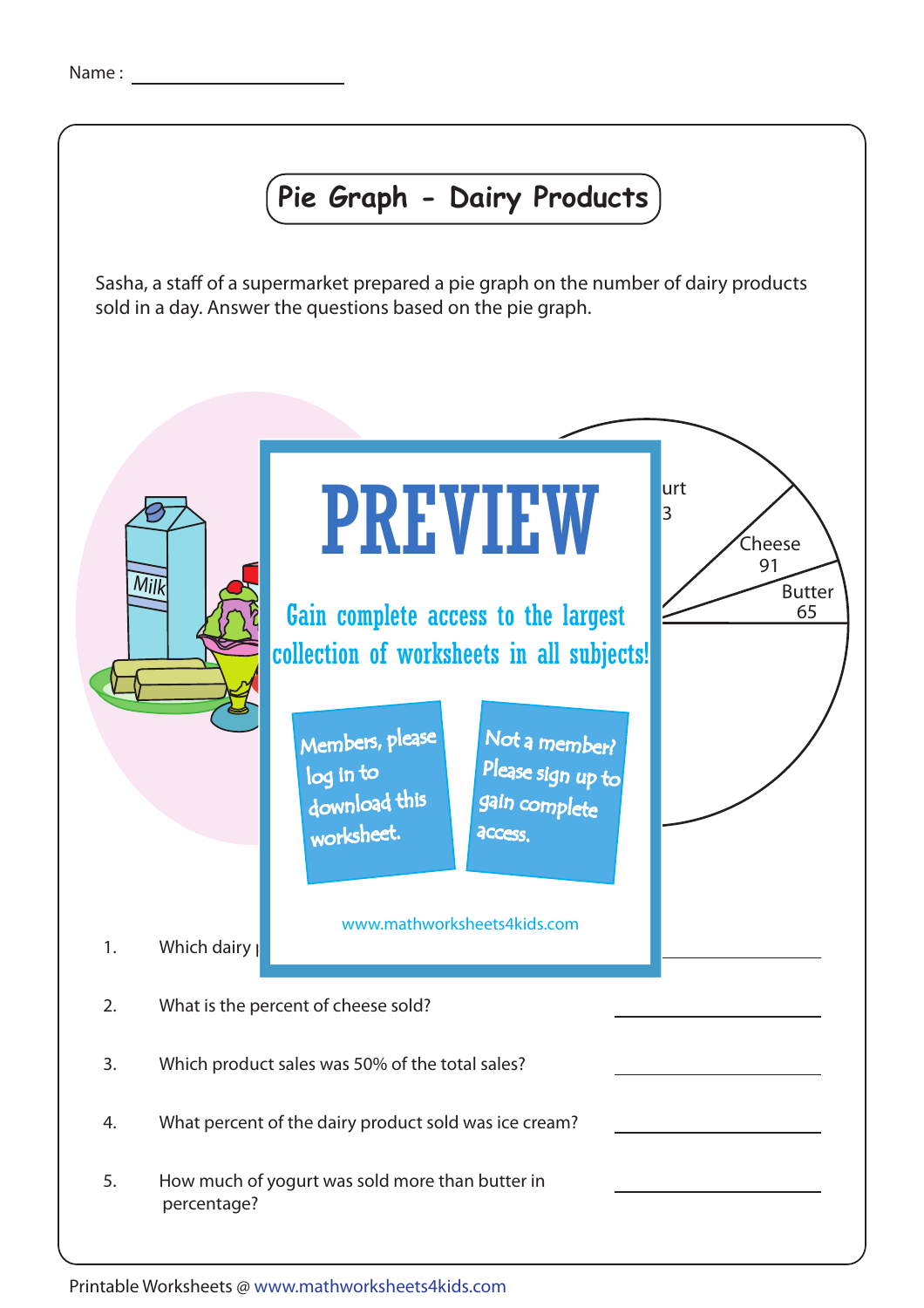Name : ____________________

# Pie Graph - Dairy Products

Sasha, a staff of a supermarket prepared a pie graph on the number of dairy products sold in a day. Answer the questions based on the pie graph.

urt
3

Cheese
91

Butter
65

PREVIEW

Gain complete access to the largest collection of worksheets in all subjects!

Members, please log in to download this worksheet.

Not a member? Please sign up to gain complete access.

www.mathworksheets4kids.com

1. Which dairy ____________________

2. What is the percent of cheese sold? ____________________

3. Which product sales was 50% of the total sales? ____________________

4. What percent of the dairy product sold was ice cream? ____________________

5. How much of yogurt was sold more than butter in percentage? ____________________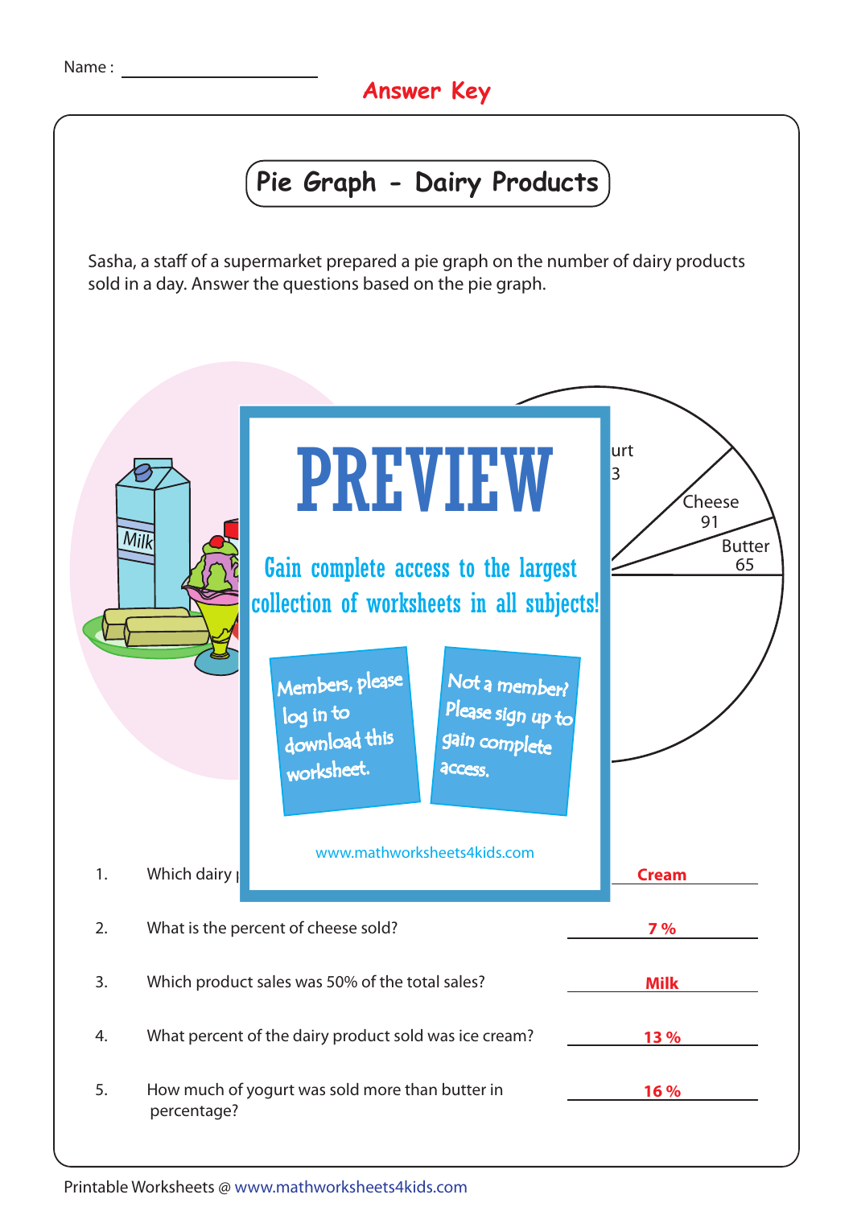Name :

**Answer Key**

# Pie Graph - Dairy Products

Sasha, a staff of a supermarket prepared a pie graph on the number of dairy products sold in a day. Answer the questions based on the pie graph.

urt
3
Cheese
91
Butter
65

PREVIEW

Gain complete access to the largest collection of worksheets in all subjects!

Members, please log in to download this worksheet.

Not a member? Please sign up to gain complete access.

www.mathworksheets4kids.com

1. Which dairy — **Cream**

2. What is the percent of cheese sold? — **7 %**

3. Which product sales was 50% of the total sales? — **Milk**

4. What percent of the dairy product sold was ice cream? — **13 %**

5. How much of yogurt was sold more than butter in percentage? — **16 %**